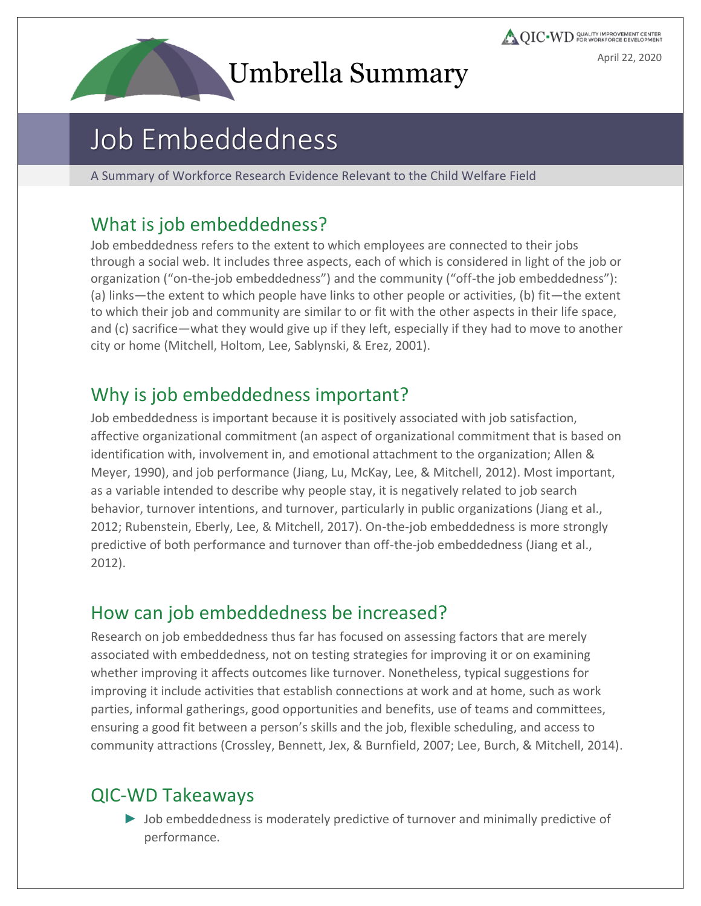# Umbrella Summary

April 22, 2020

# Job Embeddedness

A Summary of Workforce Research Evidence Relevant to the Child Welfare Field

## What is job embeddedness?

Job embeddedness refers to the extent to which employees are connected to their jobs through a social web. It includes three aspects, each of which is considered in light of the job or organization ("on-the-job embeddedness") and the community ("off-the job embeddedness"): (a) links—the extent to which people have links to other people or activities, (b) fit—the extent to which their job and community are similar to or fit with the other aspects in their life space, and (c) sacrifice—what they would give up if they left, especially if they had to move to another city or home (Mitchell, Holtom, Lee, Sablynski, & Erez, 2001).

## Why is job embeddedness important?

Job embeddedness is important because it is positively associated with job satisfaction, affective organizational commitment (an aspect of organizational commitment that is based on identification with, involvement in, and emotional attachment to the organization; Allen & Meyer, 1990), and job performance (Jiang, Lu, McKay, Lee, & Mitchell, 2012). Most important, as a variable intended to describe why people stay, it is negatively related to job search behavior, turnover intentions, and turnover, particularly in public organizations (Jiang et al., 2012; Rubenstein, Eberly, Lee, & Mitchell, 2017). On-the-job embeddedness is more strongly predictive of both performance and turnover than off-the-job embeddedness (Jiang et al., 2012).

## How can job embeddedness be increased?

Research on job embeddedness thus far has focused on assessing factors that are merely associated with embeddedness, not on testing strategies for improving it or on examining whether improving it affects outcomes like turnover. Nonetheless, typical suggestions for improving it include activities that establish connections at work and at home, such as work parties, informal gatherings, good opportunities and benefits, use of teams and committees, ensuring a good fit between a person's skills and the job, flexible scheduling, and access to community attractions (Crossley, Bennett, Jex, & Burnfield, 2007; Lee, Burch, & Mitchell, 2014).

## QIC-WD Takeaways

- Job embeddedness is moderately predictive of turnover and minimally predictive of performance.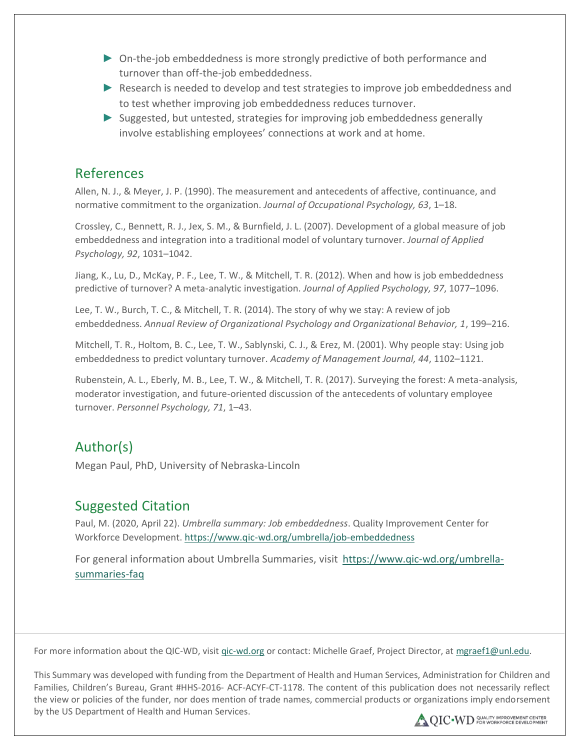- On-the-job embeddedness is more strongly predictive of both performance and turnover than off-the-job embeddedness.
- Research is needed to develop and test strategies to improve job embeddedness and to test whether improving job embeddedness reduces turnover.
- Suggested, but untested, strategies for improving job embeddedness generally involve establishing employees' connections at work and at home.

## References

Allen, N. J., & Meyer, J. P. (1990). The measurement and antecedents of affective, continuance, and normative commitment to the organization. *Journal of Occupational Psychology, 63*, 1–18.

Crossley, C., Bennett, R. J., Jex, S. M., & Burnfield, J. L. (2007). Development of a global measure of job embeddedness and integration into a traditional model of voluntary turnover. *Journal of Applied Psychology, 92*, 1031–1042.

Jiang, K., Lu, D., McKay, P. F., Lee, T. W., & Mitchell, T. R. (2012). When and how is job embeddedness predictive of turnover? A meta-analytic investigation. *Journal of Applied Psychology, 97*, 1077–1096.

Lee, T. W., Burch, T. C., & Mitchell, T. R. (2014). The story of why we stay: A review of job embeddedness. *Annual Review of Organizational Psychology and Organizational Behavior, 1*, 199–216.

Mitchell, T. R., Holtom, B. C., Lee, T. W., Sablynski, C. J., & Erez, M. (2001). Why people stay: Using job embeddedness to predict voluntary turnover. *Academy of Management Journal, 44*, 1102–1121.

Rubenstein, A. L., Eberly, M. B., Lee, T. W., & Mitchell, T. R. (2017). Surveying the forest: A meta-analysis, moderator investigation, and future-oriented discussion of the antecedents of voluntary employee turnover. *Personnel Psychology, 71*, 1–43.

## Author(s)

Megan Paul, PhD, University of Nebraska-Lincoln

## Suggested Citation

Paul, M. (2020, April 22). *Umbrella summary: Job embeddedness*. Quality Improvement Center for Workforce Development. https://www.qic-wd.org/umbrella/job-embeddedness

For general information about Umbrella Summaries, visit https://www.qic-wd.org/umbrella-summaries-faq

For more information about the QIC-WD, visit qic-wd.org or contact: Michelle Graef, Project Director, at mgraef1@unl.edu.

This Summary was developed with funding from the Department of Health and Human Services, Administration for Children and Families, Children's Bureau, Grant #HHS-2016- ACF-ACYF-CT-1178. The content of this publication does not necessarily reflect the view or policies of the funder, nor does mention of trade names, commercial products or organizations imply endorsement by the US Department of Health and Human Services.

QIC•WD QUALITY IMPROVEMENT CENTER FOR WORKFORCE DEVELOPMENT